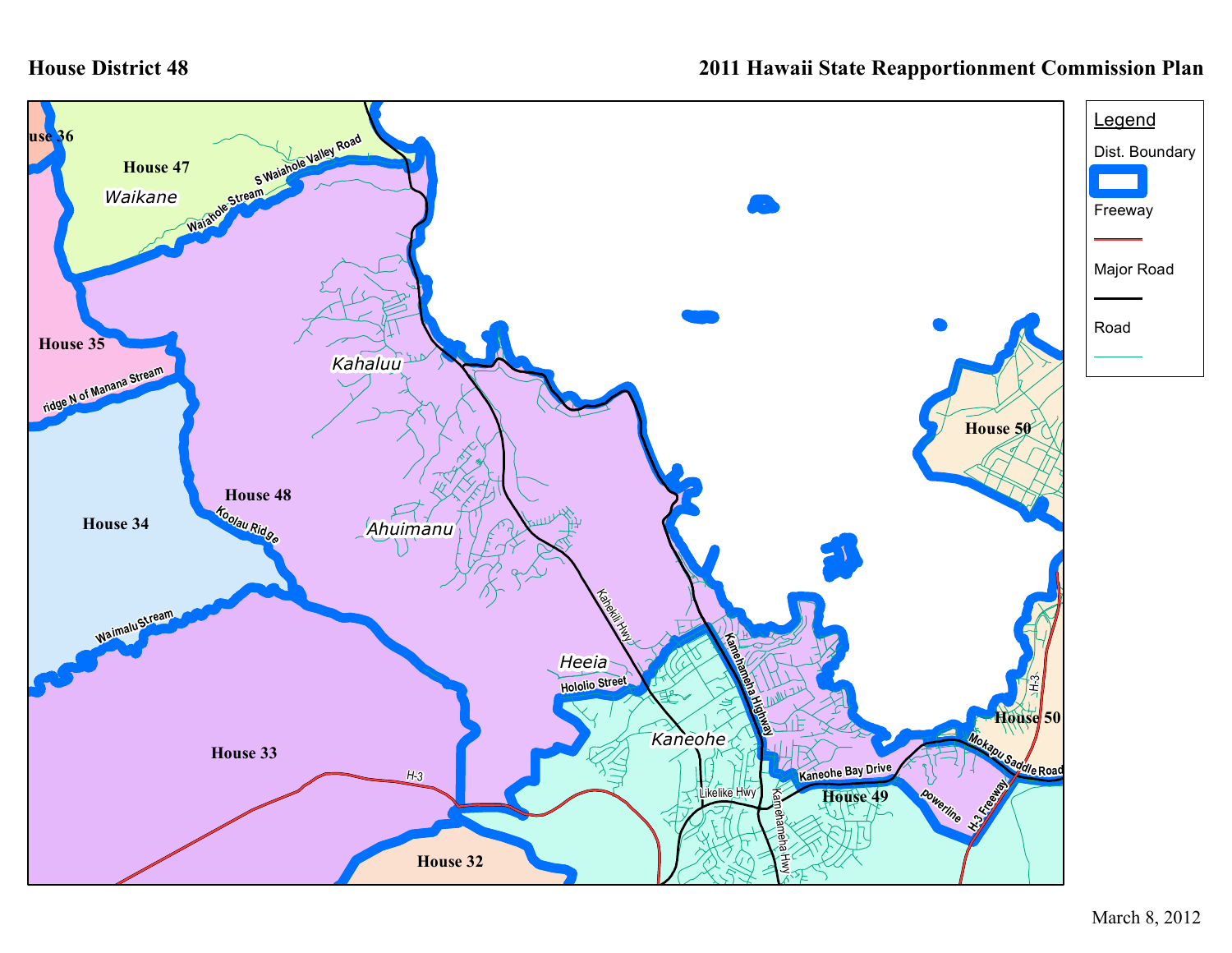**House District 48**

**2011 Hawaii State Reapportionment Commission Plan**

Legend

- Dist. Boundary
- Freeway
- Major Road
- Road

House 36

House 47

Waikane

S Waiahole Valley Road

Waiahole Stream

House 35

ridge N of Manana Stream

Kahaluu

House 48

Koolau Ridge

Ahuimanu

House 34

Waimalu Stream

Kahekili Hwy

Heeia

Hololio Street

Kamehameha Highway

Kaneohe

House 33

H-3

Likelike Hwy

Kamehameha Hwy

Kaneohe Bay Drive

House 49

House 32

powerline

H-3 Freeway

Mokapu Saddle Road

House 50

H-3

House 50

March 8, 2012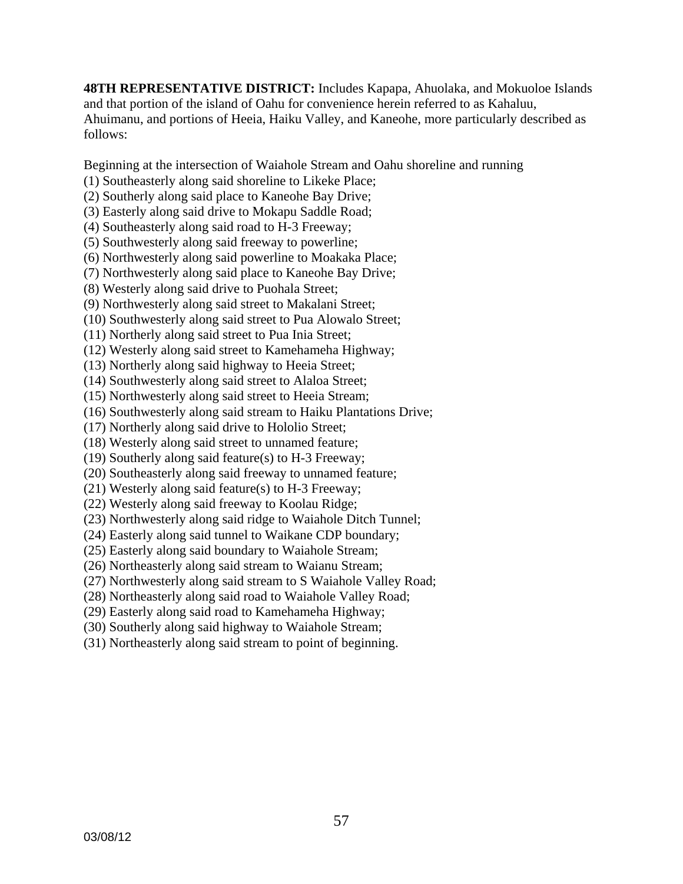**48TH REPRESENTATIVE DISTRICT:** Includes Kapapa, Ahuolaka, and Mokuoloe Islands and that portion of the island of Oahu for convenience herein referred to as Kahaluu, Ahuimanu, and portions of Heeia, Haiku Valley, and Kaneohe, more particularly described as follows:

Beginning at the intersection of Waiahole Stream and Oahu shoreline and running
(1) Southeasterly along said shoreline to Likeke Place;
(2) Southerly along said place to Kaneohe Bay Drive;
(3) Easterly along said drive to Mokapu Saddle Road;
(4) Southeasterly along said road to H-3 Freeway;
(5) Southwesterly along said freeway to powerline;
(6) Northwesterly along said powerline to Moakaka Place;
(7) Northwesterly along said place to Kaneohe Bay Drive;
(8) Westerly along said drive to Puohala Street;
(9) Northwesterly along said street to Makalani Street;
(10) Southwesterly along said street to Pua Alowalo Street;
(11) Northerly along said street to Pua Inia Street;
(12) Westerly along said street to Kamehameha Highway;
(13) Northerly along said highway to Heeia Street;
(14) Southwesterly along said street to Alaloa Street;
(15) Northwesterly along said street to Heeia Stream;
(16) Southwesterly along said stream to Haiku Plantations Drive;
(17) Northerly along said drive to Hololio Street;
(18) Westerly along said street to unnamed feature;
(19) Southerly along said feature(s) to H-3 Freeway;
(20) Southeasterly along said freeway to unnamed feature;
(21) Westerly along said feature(s) to H-3 Freeway;
(22) Westerly along said freeway to Koolau Ridge;
(23) Northwesterly along said ridge to Waiahole Ditch Tunnel;
(24) Easterly along said tunnel to Waikane CDP boundary;
(25) Easterly along said boundary to Waiahole Stream;
(26) Northeasterly along said stream to Waianu Stream;
(27) Northwesterly along said stream to S Waiahole Valley Road;
(28) Northeasterly along said road to Waiahole Valley Road;
(29) Easterly along said road to Kamehameha Highway;
(30) Southerly along said highway to Waiahole Stream;
(31) Northeasterly along said stream to point of beginning.